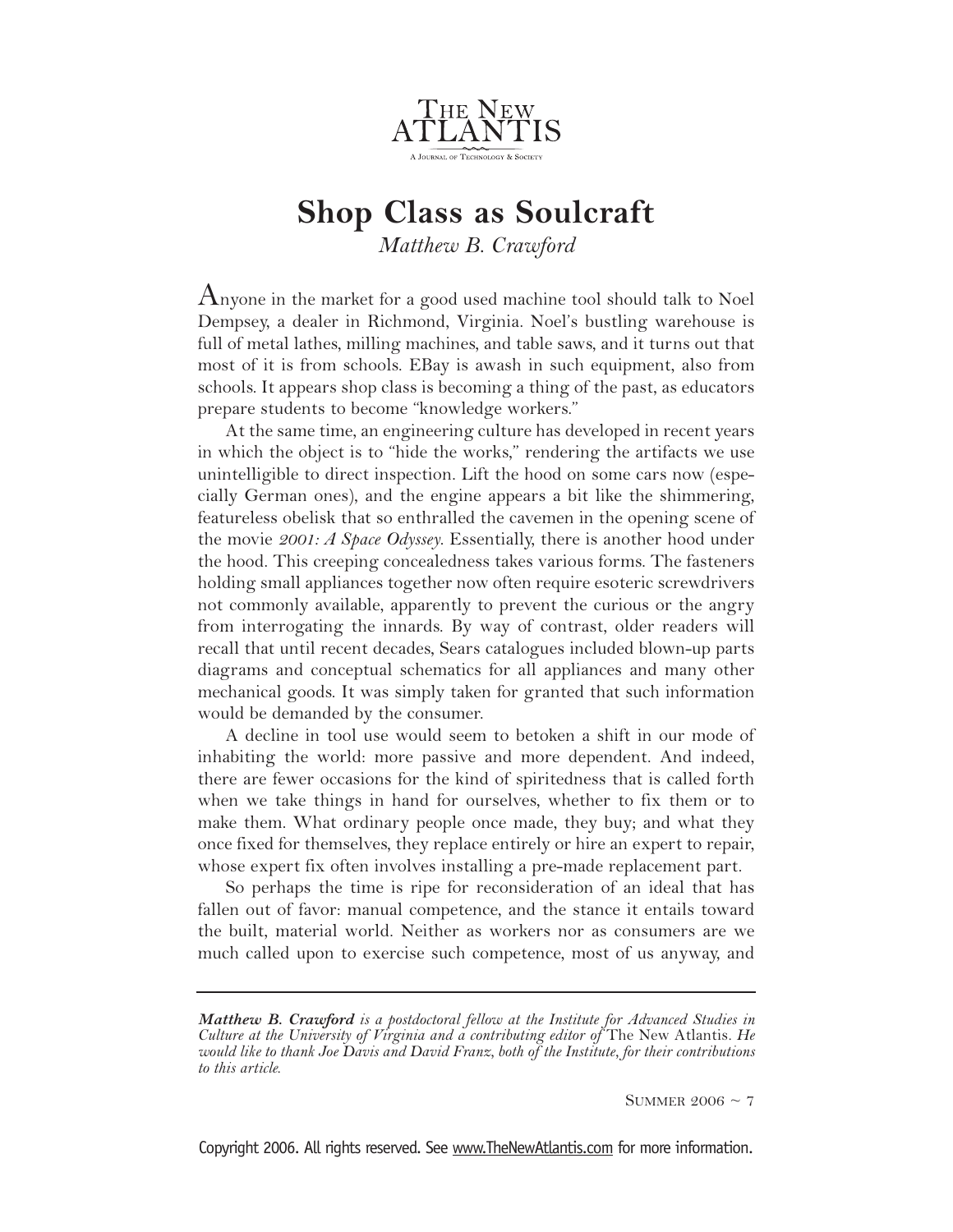# Shop Class as Soulcraft

*Matthew B. Crawford*

Anyone in the market for a good used machine tool should talk to Noel Dempsey, a dealer in Richmond, Virginia. Noel's bustling warehouse is full of metal lathes, milling machines, and table saws, and it turns out that most of it is from schools. EBay is awash in such equipment, also from schools. It appears shop class is becoming a thing of the past, as educators prepare students to become "knowledge workers."

At the same time, an engineering culture has developed in recent years in which the object is to "hide the works," rendering the artifacts we use unintelligible to direct inspection. Lift the hood on some cars now (especially German ones), and the engine appears a bit like the shimmering, featureless obelisk that so enthralled the cavemen in the opening scene of the movie *2001: A Space Odyssey*. Essentially, there is another hood under the hood. This creeping concealedness takes various forms. The fasteners holding small appliances together now often require esoteric screwdrivers not commonly available, apparently to prevent the curious or the angry from interrogating the innards. By way of contrast, older readers will recall that until recent decades, Sears catalogues included blown-up parts diagrams and conceptual schematics for all appliances and many other mechanical goods. It was simply taken for granted that such information would be demanded by the consumer.

A decline in tool use would seem to betoken a shift in our mode of inhabiting the world: more passive and more dependent. And indeed, there are fewer occasions for the kind of spiritedness that is called forth when we take things in hand for ourselves, whether to fix them or to make them. What ordinary people once made, they buy; and what they once fixed for themselves, they replace entirely or hire an expert to repair, whose expert fix often involves installing a pre-made replacement part.

So perhaps the time is ripe for reconsideration of an ideal that has fallen out of favor: manual competence, and the stance it entails toward the built, material world. Neither as workers nor as consumers are we much called upon to exercise such competence, most of us anyway, and

---

***Matthew B. Crawford*** *is a postdoctoral fellow at the Institute for Advanced Studies in Culture at the University of Virginia and a contributing editor of* The New Atlantis. *He would like to thank Joe Davis and David Franz, both of the Institute, for their contributions to this article.*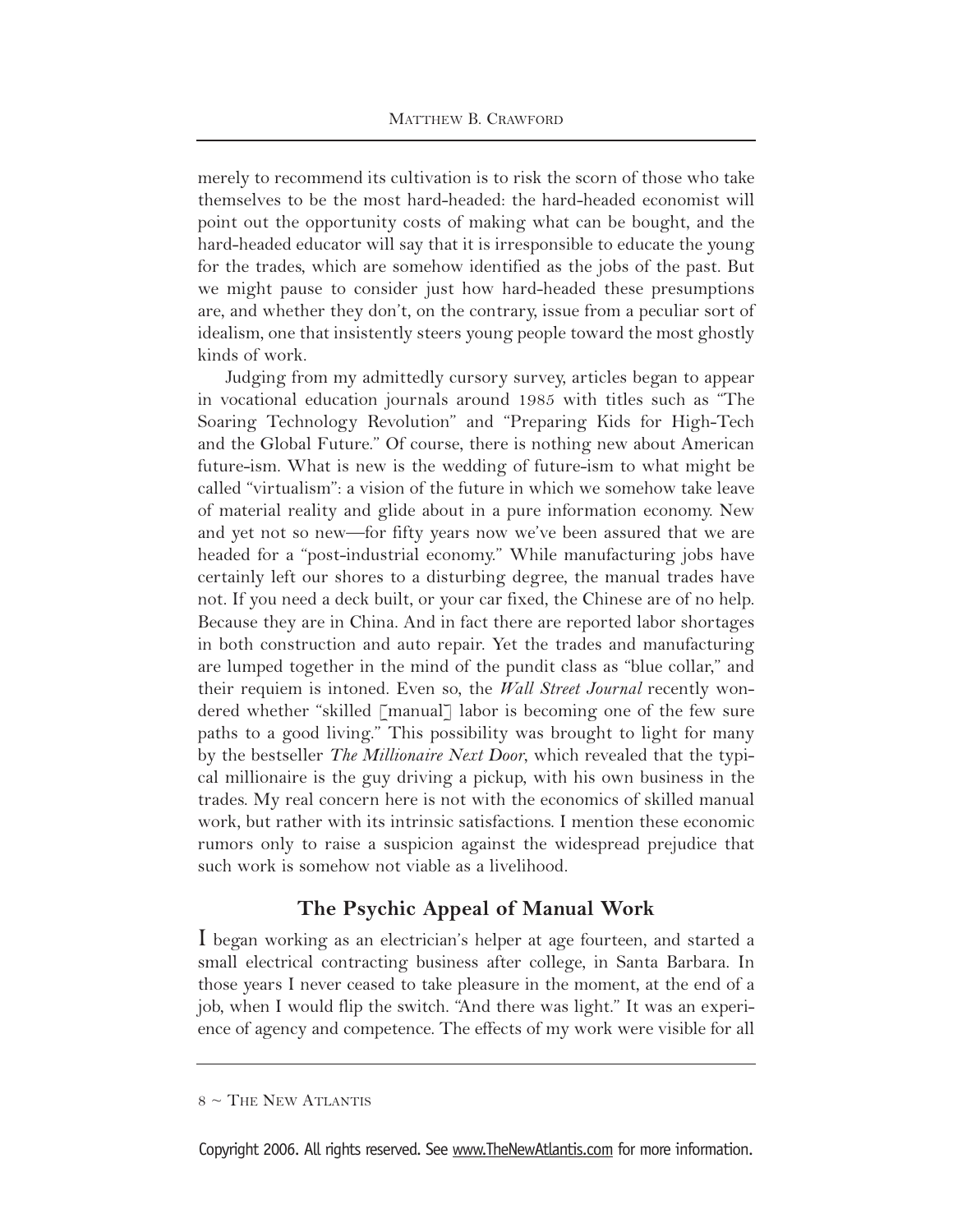merely to recommend its cultivation is to risk the scorn of those who take themselves to be the most hard-headed: the hard-headed economist will point out the opportunity costs of making what can be bought, and the hard-headed educator will say that it is irresponsible to educate the young for the trades, which are somehow identified as the jobs of the past. But we might pause to consider just how hard-headed these presumptions are, and whether they don't, on the contrary, issue from a peculiar sort of idealism, one that insistently steers young people toward the most ghostly kinds of work.

Judging from my admittedly cursory survey, articles began to appear in vocational education journals around 1985 with titles such as "The Soaring Technology Revolution" and "Preparing Kids for High-Tech and the Global Future." Of course, there is nothing new about American future-ism. What is new is the wedding of future-ism to what might be called "virtualism": a vision of the future in which we somehow take leave of material reality and glide about in a pure information economy. New and yet not so new—for fifty years now we've been assured that we are headed for a "post-industrial economy." While manufacturing jobs have certainly left our shores to a disturbing degree, the manual trades have not. If you need a deck built, or your car fixed, the Chinese are of no help. Because they are in China. And in fact there are reported labor shortages in both construction and auto repair. Yet the trades and manufacturing are lumped together in the mind of the pundit class as "blue collar," and their requiem is intoned. Even so, the *Wall Street Journal* recently wondered whether "skilled [manual] labor is becoming one of the few sure paths to a good living." This possibility was brought to light for many by the bestseller *The Millionaire Next Door*, which revealed that the typical millionaire is the guy driving a pickup, with his own business in the trades. My real concern here is not with the economics of skilled manual work, but rather with its intrinsic satisfactions. I mention these economic rumors only to raise a suspicion against the widespread prejudice that such work is somehow not viable as a livelihood.

## The Psychic Appeal of Manual Work

I began working as an electrician's helper at age fourteen, and started a small electrical contracting business after college, in Santa Barbara. In those years I never ceased to take pleasure in the moment, at the end of a job, when I would flip the switch. "And there was light." It was an experience of agency and competence. The effects of my work were visible for all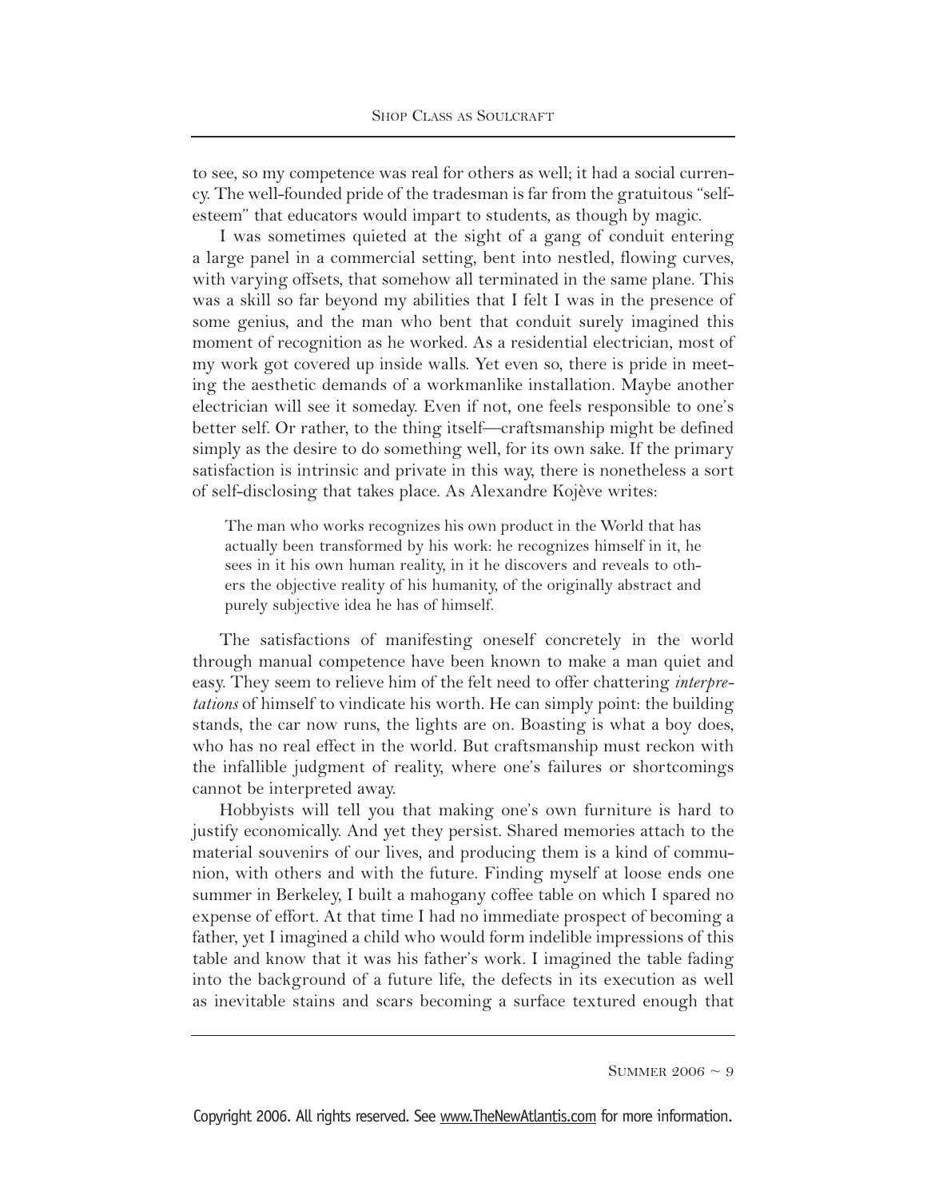to see, so my competence was real for others as well; it had a social currency. The well-founded pride of the tradesman is far from the gratuitous "self-esteem" that educators would impart to students, as though by magic.

I was sometimes quieted at the sight of a gang of conduit entering a large panel in a commercial setting, bent into nestled, flowing curves, with varying offsets, that somehow all terminated in the same plane. This was a skill so far beyond my abilities that I felt I was in the presence of some genius, and the man who bent that conduit surely imagined this moment of recognition as he worked. As a residential electrician, most of my work got covered up inside walls. Yet even so, there is pride in meeting the aesthetic demands of a workmanlike installation. Maybe another electrician will see it someday. Even if not, one feels responsible to one's better self. Or rather, to the thing itself—craftsmanship might be defined simply as the desire to do something well, for its own sake. If the primary satisfaction is intrinsic and private in this way, there is nonetheless a sort of self-disclosing that takes place. As Alexandre Kojève writes:

> The man who works recognizes his own product in the World that has actually been transformed by his work: he recognizes himself in it, he sees in it his own human reality, in it he discovers and reveals to others the objective reality of his humanity, of the originally abstract and purely subjective idea he has of himself.

The satisfactions of manifesting oneself concretely in the world through manual competence have been known to make a man quiet and easy. They seem to relieve him of the felt need to offer chattering *interpretations* of himself to vindicate his worth. He can simply point: the building stands, the car now runs, the lights are on. Boasting is what a boy does, who has no real effect in the world. But craftsmanship must reckon with the infallible judgment of reality, where one's failures or shortcomings cannot be interpreted away.

Hobbyists will tell you that making one's own furniture is hard to justify economically. And yet they persist. Shared memories attach to the material souvenirs of our lives, and producing them is a kind of communion, with others and with the future. Finding myself at loose ends one summer in Berkeley, I built a mahogany coffee table on which I spared no expense of effort. At that time I had no immediate prospect of becoming a father, yet I imagined a child who would form indelible impressions of this table and know that it was his father's work. I imagined the table fading into the background of a future life, the defects in its execution as well as inevitable stains and scars becoming a surface textured enough that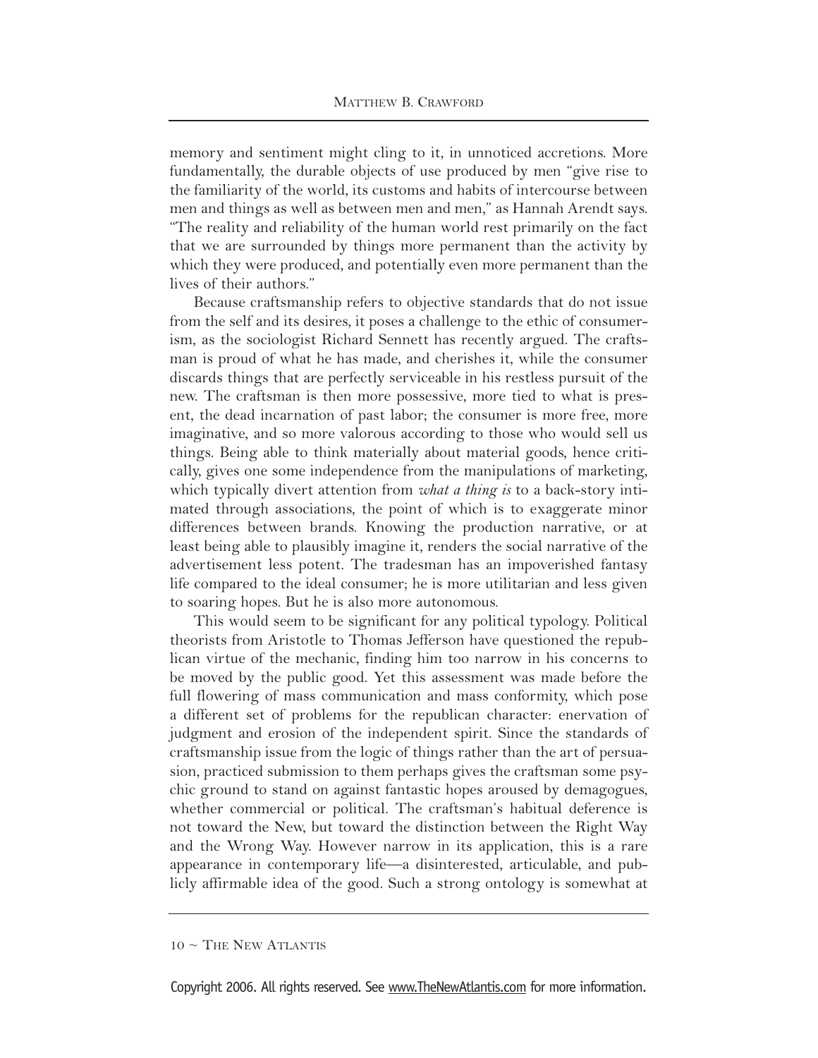memory and sentiment might cling to it, in unnoticed accretions. More fundamentally, the durable objects of use produced by men "give rise to the familiarity of the world, its customs and habits of intercourse between men and things as well as between men and men," as Hannah Arendt says. "The reality and reliability of the human world rest primarily on the fact that we are surrounded by things more permanent than the activity by which they were produced, and potentially even more permanent than the lives of their authors."

Because craftsmanship refers to objective standards that do not issue from the self and its desires, it poses a challenge to the ethic of consumerism, as the sociologist Richard Sennett has recently argued. The craftsman is proud of what he has made, and cherishes it, while the consumer discards things that are perfectly serviceable in his restless pursuit of the new. The craftsman is then more possessive, more tied to what is present, the dead incarnation of past labor; the consumer is more free, more imaginative, and so more valorous according to those who would sell us things. Being able to think materially about material goods, hence critically, gives one some independence from the manipulations of marketing, which typically divert attention from *what a thing is* to a back-story intimated through associations, the point of which is to exaggerate minor differences between brands. Knowing the production narrative, or at least being able to plausibly imagine it, renders the social narrative of the advertisement less potent. The tradesman has an impoverished fantasy life compared to the ideal consumer; he is more utilitarian and less given to soaring hopes. But he is also more autonomous.

This would seem to be significant for any political typology. Political theorists from Aristotle to Thomas Jefferson have questioned the republican virtue of the mechanic, finding him too narrow in his concerns to be moved by the public good. Yet this assessment was made before the full flowering of mass communication and mass conformity, which pose a different set of problems for the republican character: enervation of judgment and erosion of the independent spirit. Since the standards of craftsmanship issue from the logic of things rather than the art of persuasion, practiced submission to them perhaps gives the craftsman some psychic ground to stand on against fantastic hopes aroused by demagogues, whether commercial or political. The craftsman's habitual deference is not toward the New, but toward the distinction between the Right Way and the Wrong Way. However narrow in its application, this is a rare appearance in contemporary life—a disinterested, articulable, and publicly affirmable idea of the good. Such a strong ontology is somewhat at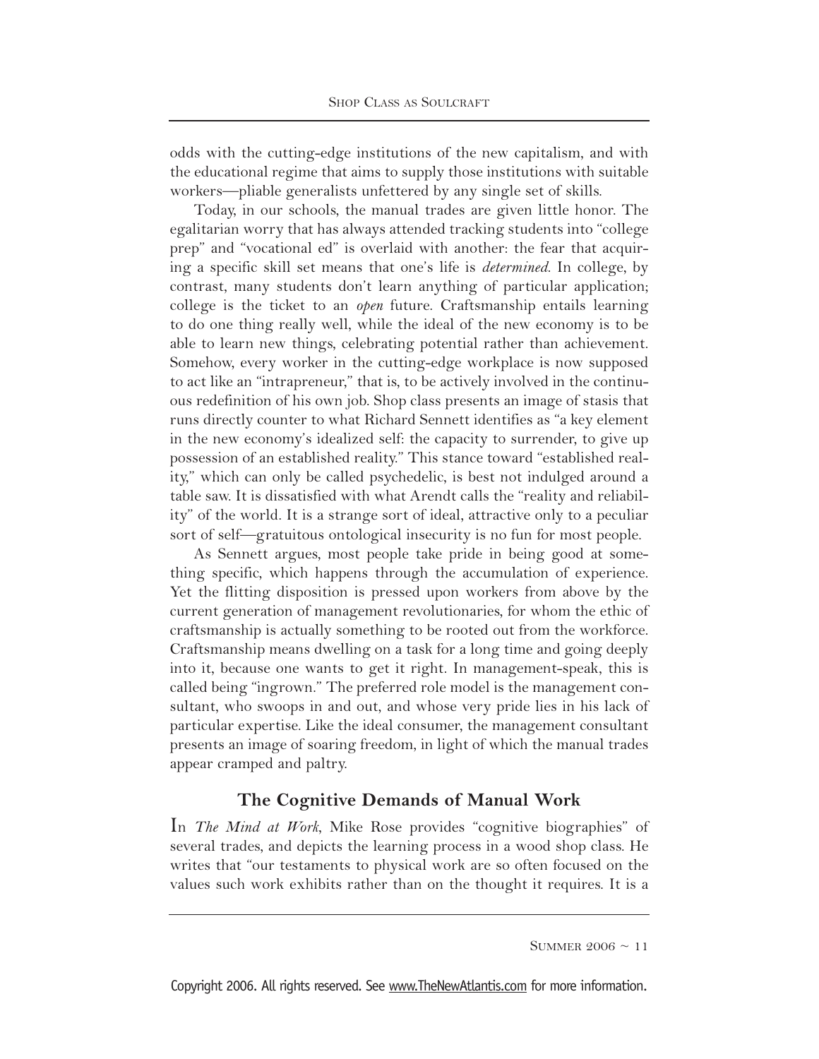odds with the cutting-edge institutions of the new capitalism, and with the educational regime that aims to supply those institutions with suitable workers—pliable generalists unfettered by any single set of skills.

Today, in our schools, the manual trades are given little honor. The egalitarian worry that has always attended tracking students into "college prep" and "vocational ed" is overlaid with another: the fear that acquiring a specific skill set means that one's life is *determined*. In college, by contrast, many students don't learn anything of particular application; college is the ticket to an *open* future. Craftsmanship entails learning to do one thing really well, while the ideal of the new economy is to be able to learn new things, celebrating potential rather than achievement. Somehow, every worker in the cutting-edge workplace is now supposed to act like an "intrapreneur," that is, to be actively involved in the continuous redefinition of his own job. Shop class presents an image of stasis that runs directly counter to what Richard Sennett identifies as "a key element in the new economy's idealized self: the capacity to surrender, to give up possession of an established reality." This stance toward "established reality," which can only be called psychedelic, is best not indulged around a table saw. It is dissatisfied with what Arendt calls the "reality and reliability" of the world. It is a strange sort of ideal, attractive only to a peculiar sort of self—gratuitous ontological insecurity is no fun for most people.

As Sennett argues, most people take pride in being good at something specific, which happens through the accumulation of experience. Yet the flitting disposition is pressed upon workers from above by the current generation of management revolutionaries, for whom the ethic of craftsmanship is actually something to be rooted out from the workforce. Craftsmanship means dwelling on a task for a long time and going deeply into it, because one wants to get it right. In management-speak, this is called being "ingrown." The preferred role model is the management consultant, who swoops in and out, and whose very pride lies in his lack of particular expertise. Like the ideal consumer, the management consultant presents an image of soaring freedom, in light of which the manual trades appear cramped and paltry.

## The Cognitive Demands of Manual Work

In *The Mind at Work*, Mike Rose provides "cognitive biographies" of several trades, and depicts the learning process in a wood shop class. He writes that "our testaments to physical work are so often focused on the values such work exhibits rather than on the thought it requires. It is a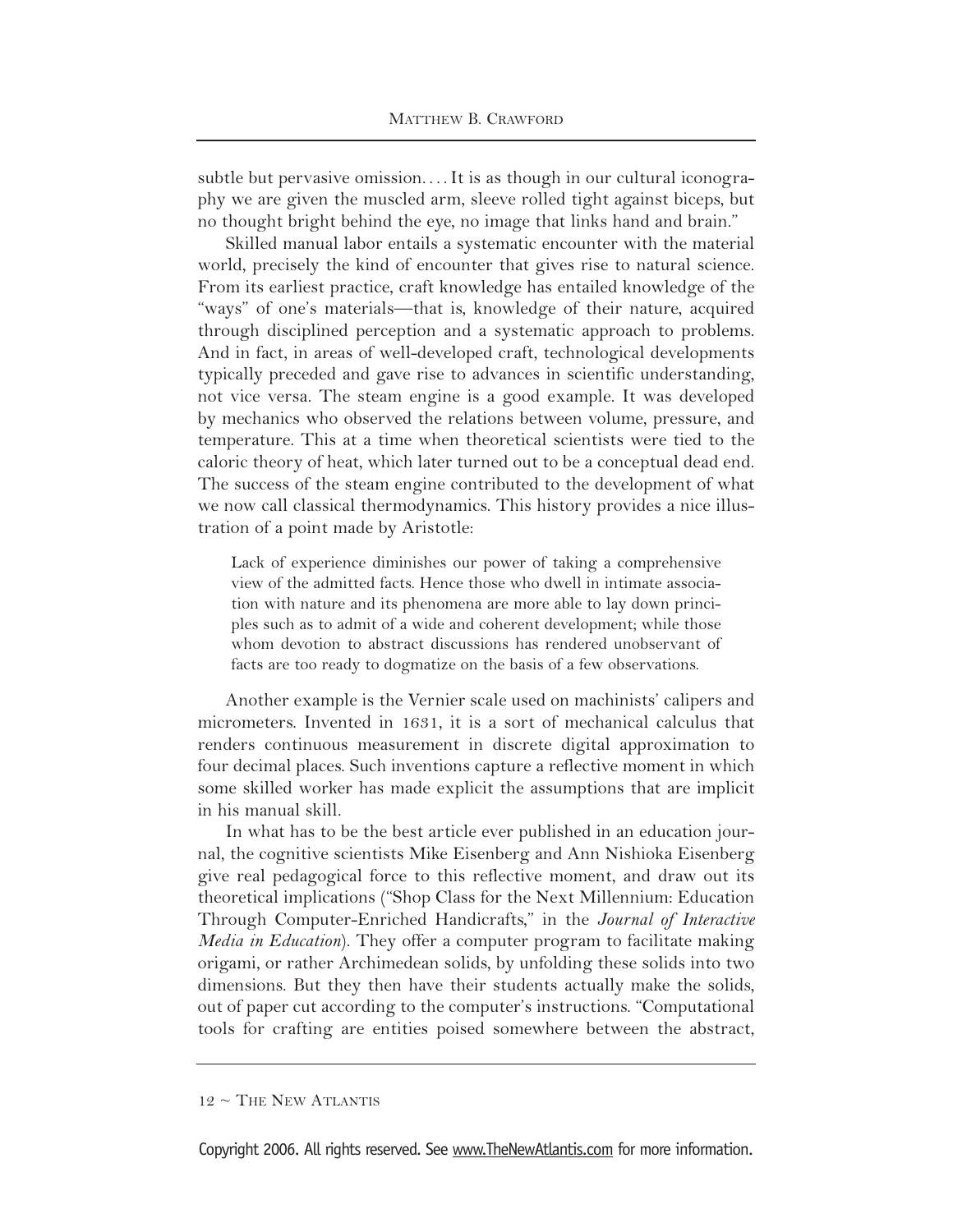subtle but pervasive omission.... It is as though in our cultural iconography we are given the muscled arm, sleeve rolled tight against biceps, but no thought bright behind the eye, no image that links hand and brain."

Skilled manual labor entails a systematic encounter with the material world, precisely the kind of encounter that gives rise to natural science. From its earliest practice, craft knowledge has entailed knowledge of the "ways" of one's materials—that is, knowledge of their nature, acquired through disciplined perception and a systematic approach to problems. And in fact, in areas of well-developed craft, technological developments typically preceded and gave rise to advances in scientific understanding, not vice versa. The steam engine is a good example. It was developed by mechanics who observed the relations between volume, pressure, and temperature. This at a time when theoretical scientists were tied to the caloric theory of heat, which later turned out to be a conceptual dead end. The success of the steam engine contributed to the development of what we now call classical thermodynamics. This history provides a nice illustration of a point made by Aristotle:

> Lack of experience diminishes our power of taking a comprehensive view of the admitted facts. Hence those who dwell in intimate association with nature and its phenomena are more able to lay down principles such as to admit of a wide and coherent development; while those whom devotion to abstract discussions has rendered unobservant of facts are too ready to dogmatize on the basis of a few observations.

Another example is the Vernier scale used on machinists' calipers and micrometers. Invented in 1631, it is a sort of mechanical calculus that renders continuous measurement in discrete digital approximation to four decimal places. Such inventions capture a reflective moment in which some skilled worker has made explicit the assumptions that are implicit in his manual skill.

In what has to be the best article ever published in an education journal, the cognitive scientists Mike Eisenberg and Ann Nishioka Eisenberg give real pedagogical force to this reflective moment, and draw out its theoretical implications ("Shop Class for the Next Millennium: Education Through Computer-Enriched Handicrafts," in the *Journal of Interactive Media in Education*). They offer a computer program to facilitate making origami, or rather Archimedean solids, by unfolding these solids into two dimensions. But they then have their students actually make the solids, out of paper cut according to the computer's instructions. "Computational tools for crafting are entities poised somewhere between the abstract,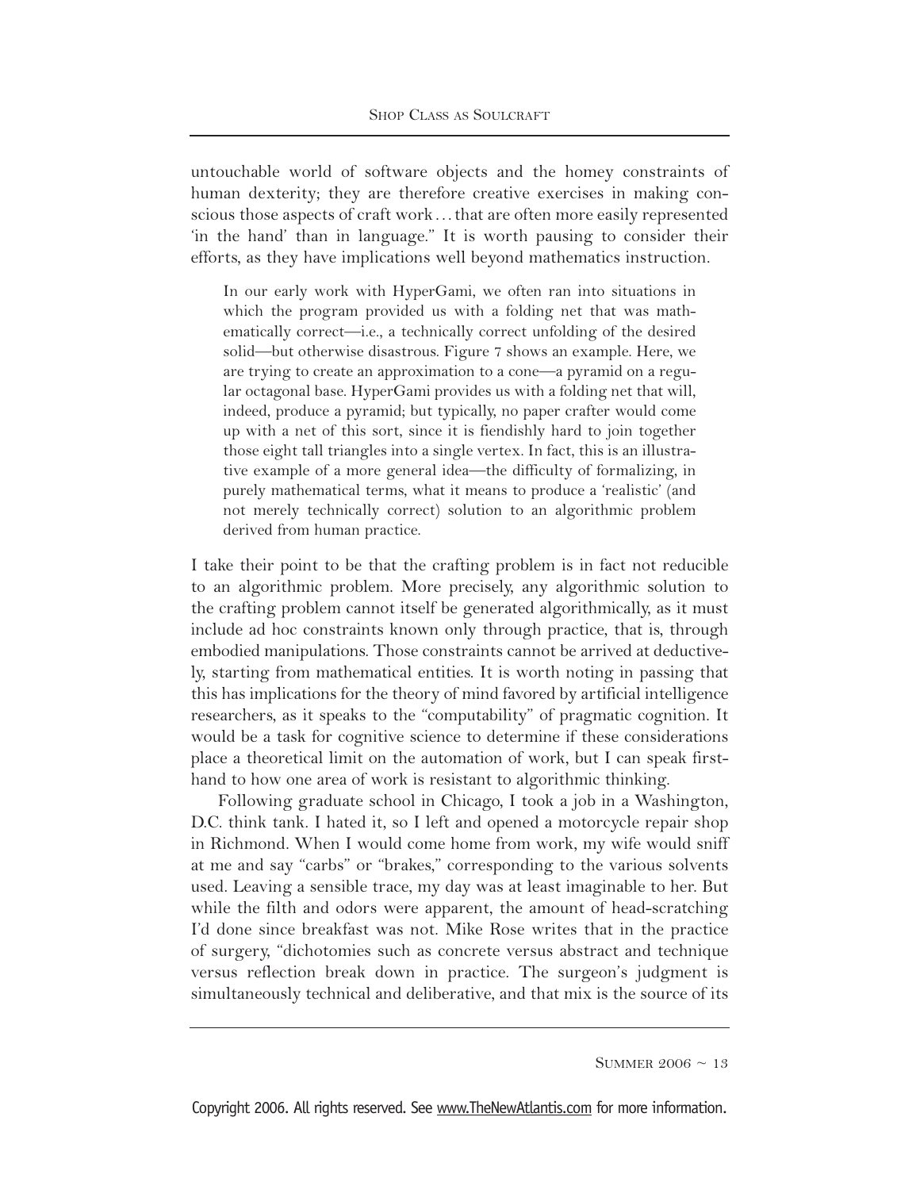untouchable world of software objects and the homey constraints of human dexterity; they are therefore creative exercises in making conscious those aspects of craft work . . . that are often more easily represented 'in the hand' than in language." It is worth pausing to consider their efforts, as they have implications well beyond mathematics instruction.

> In our early work with HyperGami, we often ran into situations in which the program provided us with a folding net that was mathematically correct—i.e., a technically correct unfolding of the desired solid—but otherwise disastrous. Figure 7 shows an example. Here, we are trying to create an approximation to a cone—a pyramid on a regular octagonal base. HyperGami provides us with a folding net that will, indeed, produce a pyramid; but typically, no paper crafter would come up with a net of this sort, since it is fiendishly hard to join together those eight tall triangles into a single vertex. In fact, this is an illustrative example of a more general idea—the difficulty of formalizing, in purely mathematical terms, what it means to produce a 'realistic' (and not merely technically correct) solution to an algorithmic problem derived from human practice.

I take their point to be that the crafting problem is in fact not reducible to an algorithmic problem. More precisely, any algorithmic solution to the crafting problem cannot itself be generated algorithmically, as it must include ad hoc constraints known only through practice, that is, through embodied manipulations. Those constraints cannot be arrived at deductively, starting from mathematical entities. It is worth noting in passing that this has implications for the theory of mind favored by artificial intelligence researchers, as it speaks to the "computability" of pragmatic cognition. It would be a task for cognitive science to determine if these considerations place a theoretical limit on the automation of work, but I can speak firsthand to how one area of work is resistant to algorithmic thinking.

Following graduate school in Chicago, I took a job in a Washington, D.C. think tank. I hated it, so I left and opened a motorcycle repair shop in Richmond. When I would come home from work, my wife would sniff at me and say "carbs" or "brakes," corresponding to the various solvents used. Leaving a sensible trace, my day was at least imaginable to her. But while the filth and odors were apparent, the amount of head-scratching I'd done since breakfast was not. Mike Rose writes that in the practice of surgery, "dichotomies such as concrete versus abstract and technique versus reflection break down in practice. The surgeon's judgment is simultaneously technical and deliberative, and that mix is the source of its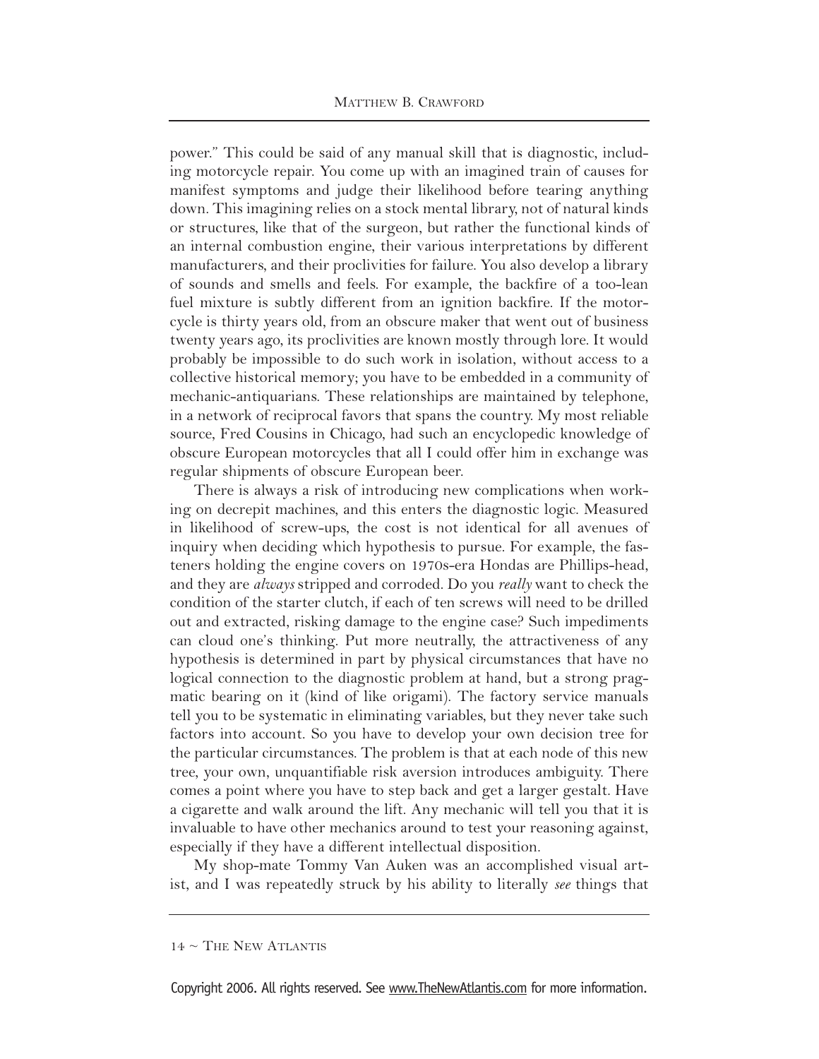power." This could be said of any manual skill that is diagnostic, including motorcycle repair. You come up with an imagined train of causes for manifest symptoms and judge their likelihood before tearing anything down. This imagining relies on a stock mental library, not of natural kinds or structures, like that of the surgeon, but rather the functional kinds of an internal combustion engine, their various interpretations by different manufacturers, and their proclivities for failure. You also develop a library of sounds and smells and feels. For example, the backfire of a too-lean fuel mixture is subtly different from an ignition backfire. If the motorcycle is thirty years old, from an obscure maker that went out of business twenty years ago, its proclivities are known mostly through lore. It would probably be impossible to do such work in isolation, without access to a collective historical memory; you have to be embedded in a community of mechanic-antiquarians. These relationships are maintained by telephone, in a network of reciprocal favors that spans the country. My most reliable source, Fred Cousins in Chicago, had such an encyclopedic knowledge of obscure European motorcycles that all I could offer him in exchange was regular shipments of obscure European beer.

There is always a risk of introducing new complications when working on decrepit machines, and this enters the diagnostic logic. Measured in likelihood of screw-ups, the cost is not identical for all avenues of inquiry when deciding which hypothesis to pursue. For example, the fasteners holding the engine covers on 1970s-era Hondas are Phillips-head, and they are *always* stripped and corroded. Do you *really* want to check the condition of the starter clutch, if each of ten screws will need to be drilled out and extracted, risking damage to the engine case? Such impediments can cloud one's thinking. Put more neutrally, the attractiveness of any hypothesis is determined in part by physical circumstances that have no logical connection to the diagnostic problem at hand, but a strong pragmatic bearing on it (kind of like origami). The factory service manuals tell you to be systematic in eliminating variables, but they never take such factors into account. So you have to develop your own decision tree for the particular circumstances. The problem is that at each node of this new tree, your own, unquantifiable risk aversion introduces ambiguity. There comes a point where you have to step back and get a larger gestalt. Have a cigarette and walk around the lift. Any mechanic will tell you that it is invaluable to have other mechanics around to test your reasoning against, especially if they have a different intellectual disposition.

My shop-mate Tommy Van Auken was an accomplished visual artist, and I was repeatedly struck by his ability to literally *see* things that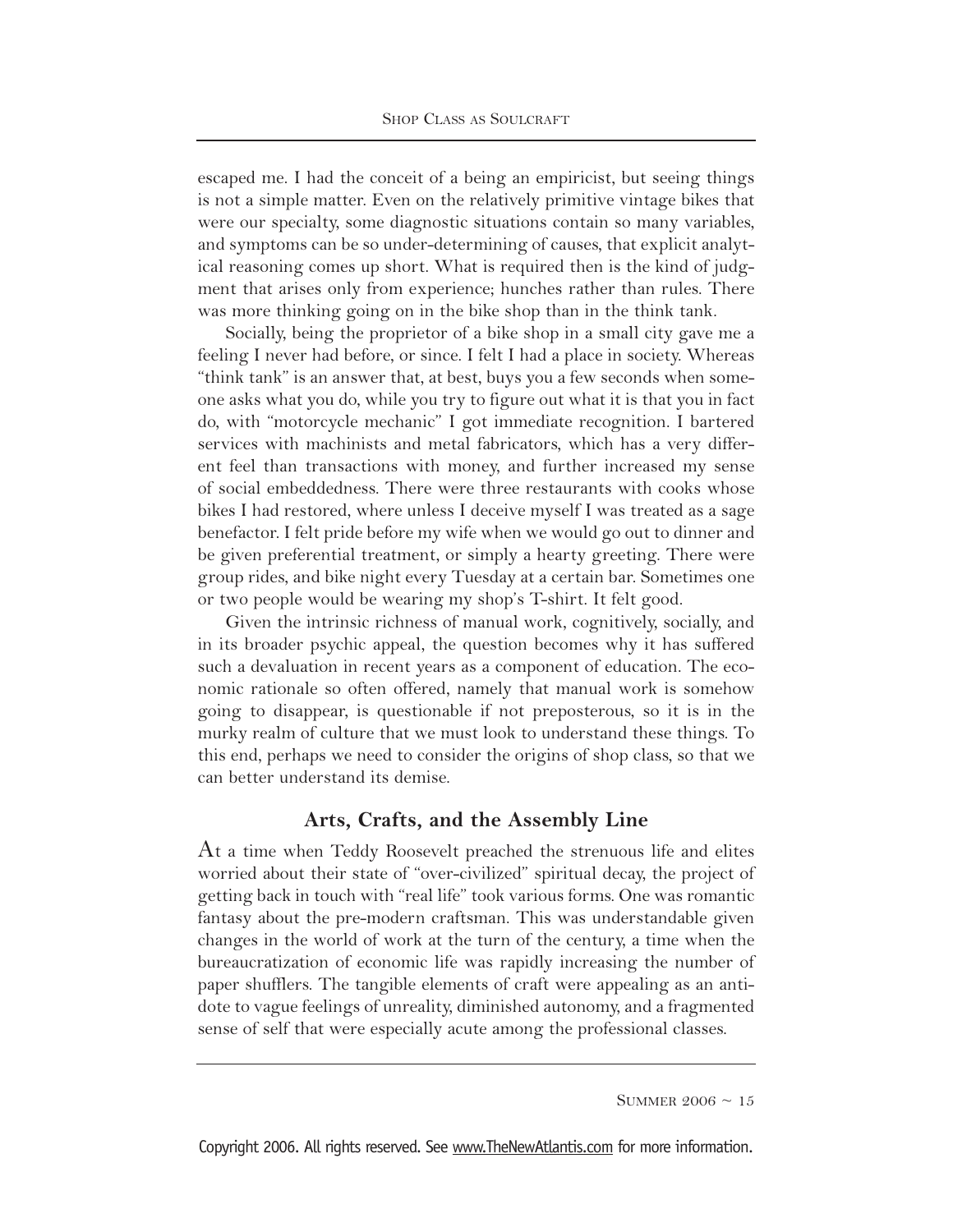escaped me. I had the conceit of a being an empiricist, but seeing things is not a simple matter. Even on the relatively primitive vintage bikes that were our specialty, some diagnostic situations contain so many variables, and symptoms can be so under-determining of causes, that explicit analytical reasoning comes up short. What is required then is the kind of judgment that arises only from experience; hunches rather than rules. There was more thinking going on in the bike shop than in the think tank.

Socially, being the proprietor of a bike shop in a small city gave me a feeling I never had before, or since. I felt I had a place in society. Whereas "think tank" is an answer that, at best, buys you a few seconds when someone asks what you do, while you try to figure out what it is that you in fact do, with "motorcycle mechanic" I got immediate recognition. I bartered services with machinists and metal fabricators, which has a very different feel than transactions with money, and further increased my sense of social embeddedness. There were three restaurants with cooks whose bikes I had restored, where unless I deceive myself I was treated as a sage benefactor. I felt pride before my wife when we would go out to dinner and be given preferential treatment, or simply a hearty greeting. There were group rides, and bike night every Tuesday at a certain bar. Sometimes one or two people would be wearing my shop's T-shirt. It felt good.

Given the intrinsic richness of manual work, cognitively, socially, and in its broader psychic appeal, the question becomes why it has suffered such a devaluation in recent years as a component of education. The economic rationale so often offered, namely that manual work is somehow going to disappear, is questionable if not preposterous, so it is in the murky realm of culture that we must look to understand these things. To this end, perhaps we need to consider the origins of shop class, so that we can better understand its demise.

## Arts, Crafts, and the Assembly Line

At a time when Teddy Roosevelt preached the strenuous life and elites worried about their state of "over-civilized" spiritual decay, the project of getting back in touch with "real life" took various forms. One was romantic fantasy about the pre-modern craftsman. This was understandable given changes in the world of work at the turn of the century, a time when the bureaucratization of economic life was rapidly increasing the number of paper shufflers. The tangible elements of craft were appealing as an antidote to vague feelings of unreality, diminished autonomy, and a fragmented sense of self that were especially acute among the professional classes.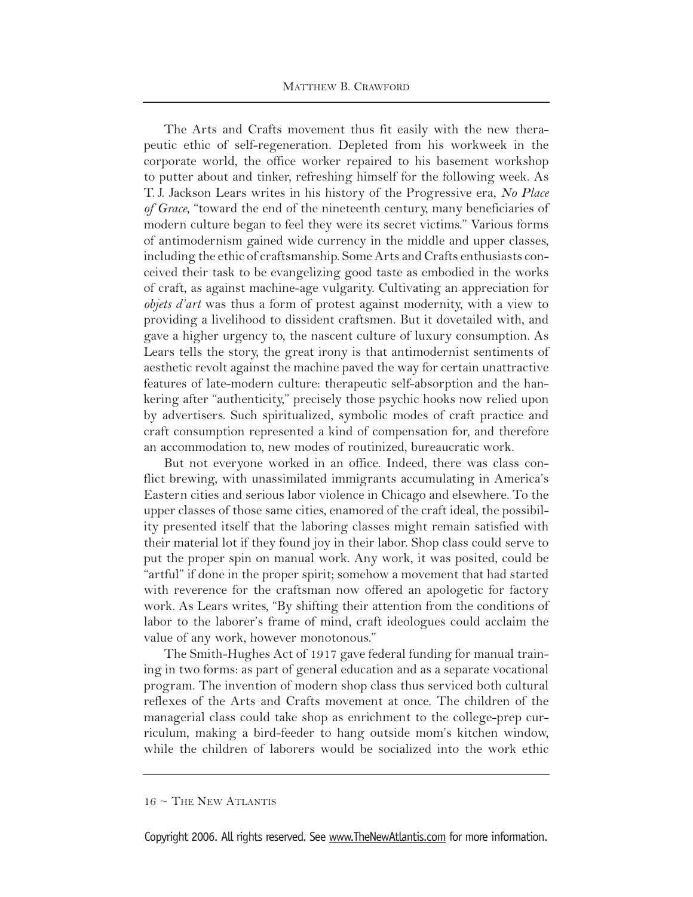The Arts and Crafts movement thus fit easily with the new therapeutic ethic of self-regeneration. Depleted from his workweek in the corporate world, the office worker repaired to his basement workshop to putter about and tinker, refreshing himself for the following week. As T. J. Jackson Lears writes in his history of the Progressive era, *No Place of Grace*, "toward the end of the nineteenth century, many beneficiaries of modern culture began to feel they were its secret victims." Various forms of antimodernism gained wide currency in the middle and upper classes, including the ethic of craftsmanship. Some Arts and Crafts enthusiasts conceived their task to be evangelizing good taste as embodied in the works of craft, as against machine-age vulgarity. Cultivating an appreciation for *objets d'art* was thus a form of protest against modernity, with a view to providing a livelihood to dissident craftsmen. But it dovetailed with, and gave a higher urgency to, the nascent culture of luxury consumption. As Lears tells the story, the great irony is that antimodernist sentiments of aesthetic revolt against the machine paved the way for certain unattractive features of late-modern culture: therapeutic self-absorption and the hankering after "authenticity," precisely those psychic hooks now relied upon by advertisers. Such spiritualized, symbolic modes of craft practice and craft consumption represented a kind of compensation for, and therefore an accommodation to, new modes of routinized, bureaucratic work.

But not everyone worked in an office. Indeed, there was class conflict brewing, with unassimilated immigrants accumulating in America's Eastern cities and serious labor violence in Chicago and elsewhere. To the upper classes of those same cities, enamored of the craft ideal, the possibility presented itself that the laboring classes might remain satisfied with their material lot if they found joy in their labor. Shop class could serve to put the proper spin on manual work. Any work, it was posited, could be "artful" if done in the proper spirit; somehow a movement that had started with reverence for the craftsman now offered an apologetic for factory work. As Lears writes, "By shifting their attention from the conditions of labor to the laborer's frame of mind, craft ideologues could acclaim the value of any work, however monotonous."

The Smith-Hughes Act of 1917 gave federal funding for manual training in two forms: as part of general education and as a separate vocational program. The invention of modern shop class thus serviced both cultural reflexes of the Arts and Crafts movement at once. The children of the managerial class could take shop as enrichment to the college-prep curriculum, making a bird-feeder to hang outside mom's kitchen window, while the children of laborers would be socialized into the work ethic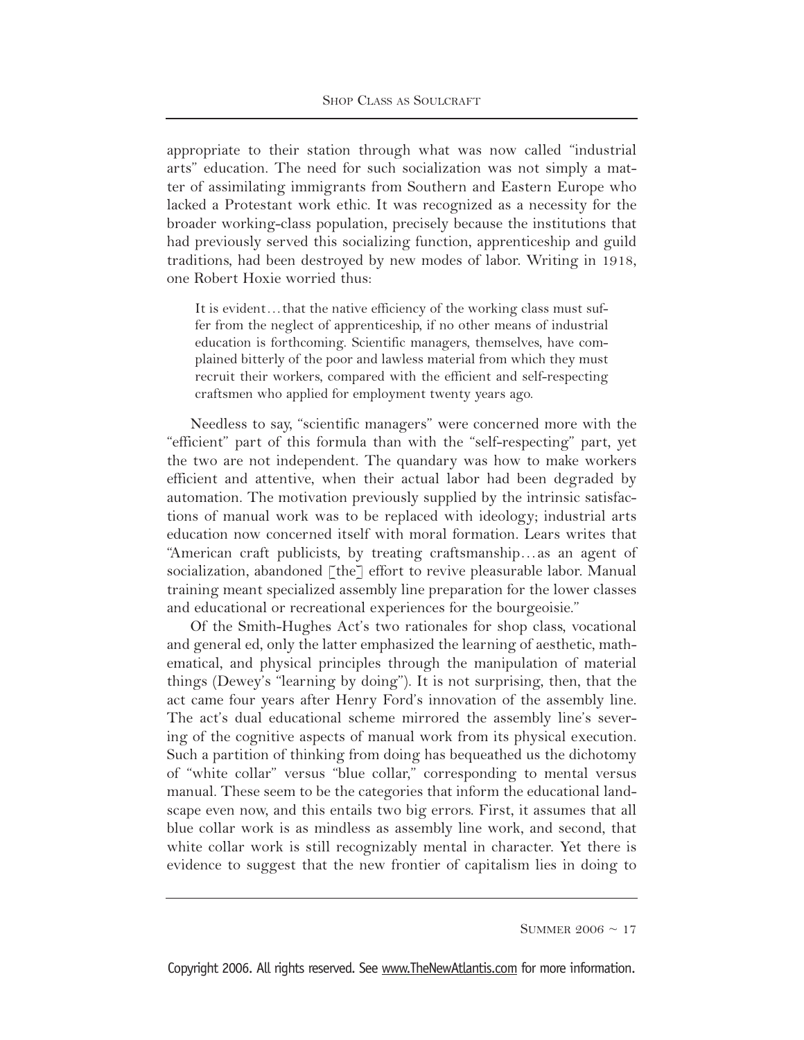appropriate to their station through what was now called "industrial arts" education. The need for such socialization was not simply a matter of assimilating immigrants from Southern and Eastern Europe who lacked a Protestant work ethic. It was recognized as a necessity for the broader working-class population, precisely because the institutions that had previously served this socializing function, apprenticeship and guild traditions, had been destroyed by new modes of labor. Writing in 1918, one Robert Hoxie worried thus:

> It is evident…that the native efficiency of the working class must suffer from the neglect of apprenticeship, if no other means of industrial education is forthcoming. Scientific managers, themselves, have complained bitterly of the poor and lawless material from which they must recruit their workers, compared with the efficient and self-respecting craftsmen who applied for employment twenty years ago.

Needless to say, "scientific managers" were concerned more with the "efficient" part of this formula than with the "self-respecting" part, yet the two are not independent. The quandary was how to make workers efficient and attentive, when their actual labor had been degraded by automation. The motivation previously supplied by the intrinsic satisfactions of manual work was to be replaced with ideology; industrial arts education now concerned itself with moral formation. Lears writes that "American craft publicists, by treating craftsmanship…as an agent of socialization, abandoned [the] effort to revive pleasurable labor. Manual training meant specialized assembly line preparation for the lower classes and educational or recreational experiences for the bourgeoisie."

Of the Smith-Hughes Act's two rationales for shop class, vocational and general ed, only the latter emphasized the learning of aesthetic, mathematical, and physical principles through the manipulation of material things (Dewey's "learning by doing"). It is not surprising, then, that the act came four years after Henry Ford's innovation of the assembly line. The act's dual educational scheme mirrored the assembly line's severing of the cognitive aspects of manual work from its physical execution. Such a partition of thinking from doing has bequeathed us the dichotomy of "white collar" versus "blue collar," corresponding to mental versus manual. These seem to be the categories that inform the educational landscape even now, and this entails two big errors. First, it assumes that all blue collar work is as mindless as assembly line work, and second, that white collar work is still recognizably mental in character. Yet there is evidence to suggest that the new frontier of capitalism lies in doing to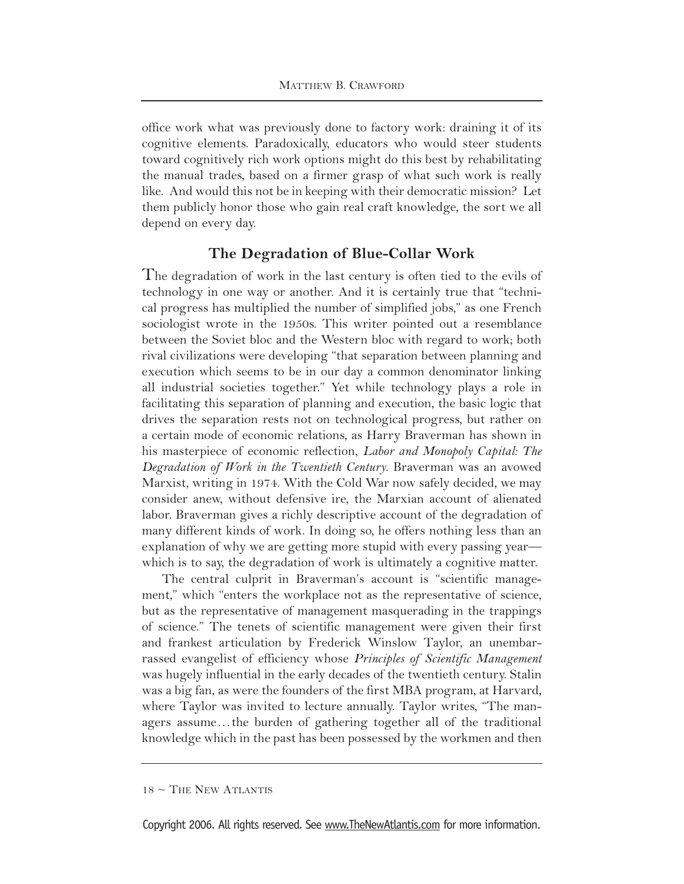office work what was previously done to factory work: draining it of its cognitive elements. Paradoxically, educators who would steer students toward cognitively rich work options might do this best by rehabilitating the manual trades, based on a firmer grasp of what such work is really like. And would this not be in keeping with their democratic mission? Let them publicly honor those who gain real craft knowledge, the sort we all depend on every day.

## The Degradation of Blue-Collar Work

The degradation of work in the last century is often tied to the evils of technology in one way or another. And it is certainly true that "technical progress has multiplied the number of simplified jobs," as one French sociologist wrote in the 1950s. This writer pointed out a resemblance between the Soviet bloc and the Western bloc with regard to work; both rival civilizations were developing "that separation between planning and execution which seems to be in our day a common denominator linking all industrial societies together." Yet while technology plays a role in facilitating this separation of planning and execution, the basic logic that drives the separation rests not on technological progress, but rather on a certain mode of economic relations, as Harry Braverman has shown in his masterpiece of economic reflection, *Labor and Monopoly Capital: The Degradation of Work in the Twentieth Century*. Braverman was an avowed Marxist, writing in 1974. With the Cold War now safely decided, we may consider anew, without defensive ire, the Marxian account of alienated labor. Braverman gives a richly descriptive account of the degradation of many different kinds of work. In doing so, he offers nothing less than an explanation of why we are getting more stupid with every passing year—which is to say, the degradation of work is ultimately a cognitive matter.

The central culprit in Braverman's account is "scientific management," which "enters the workplace not as the representative of science, but as the representative of management masquerading in the trappings of science." The tenets of scientific management were given their first and frankest articulation by Frederick Winslow Taylor, an unembarrassed evangelist of efficiency whose *Principles of Scientific Management* was hugely influential in the early decades of the twentieth century. Stalin was a big fan, as were the founders of the first MBA program, at Harvard, where Taylor was invited to lecture annually. Taylor writes, "The managers assume…the burden of gathering together all of the traditional knowledge which in the past has been possessed by the workmen and then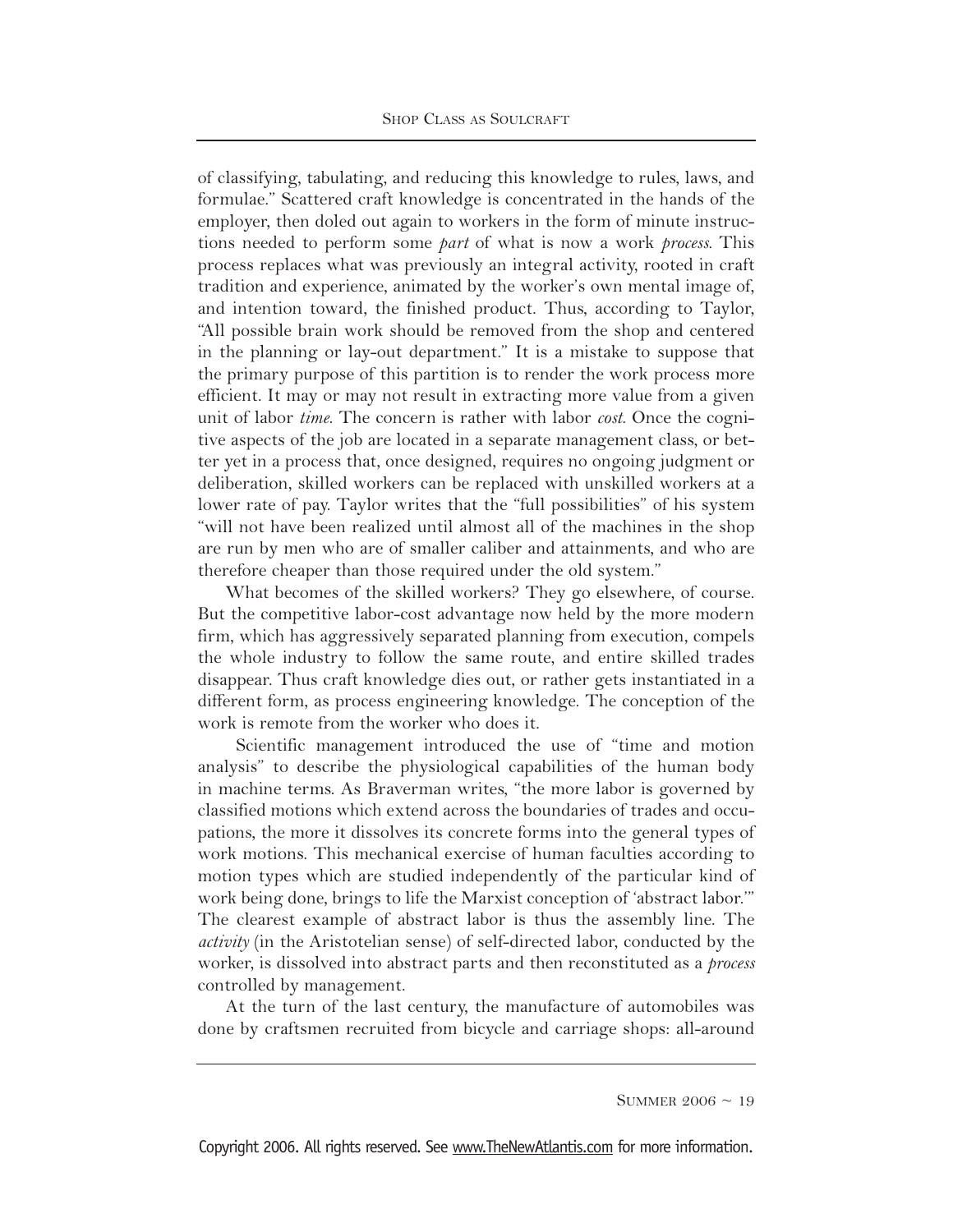of classifying, tabulating, and reducing this knowledge to rules, laws, and formulae." Scattered craft knowledge is concentrated in the hands of the employer, then doled out again to workers in the form of minute instructions needed to perform some *part* of what is now a work *process*. This process replaces what was previously an integral activity, rooted in craft tradition and experience, animated by the worker's own mental image of, and intention toward, the finished product. Thus, according to Taylor, "All possible brain work should be removed from the shop and centered in the planning or lay-out department." It is a mistake to suppose that the primary purpose of this partition is to render the work process more efficient. It may or may not result in extracting more value from a given unit of labor *time*. The concern is rather with labor *cost*. Once the cognitive aspects of the job are located in a separate management class, or better yet in a process that, once designed, requires no ongoing judgment or deliberation, skilled workers can be replaced with unskilled workers at a lower rate of pay. Taylor writes that the "full possibilities" of his system "will not have been realized until almost all of the machines in the shop are run by men who are of smaller caliber and attainments, and who are therefore cheaper than those required under the old system."

What becomes of the skilled workers? They go elsewhere, of course. But the competitive labor-cost advantage now held by the more modern firm, which has aggressively separated planning from execution, compels the whole industry to follow the same route, and entire skilled trades disappear. Thus craft knowledge dies out, or rather gets instantiated in a different form, as process engineering knowledge. The conception of the work is remote from the worker who does it.

Scientific management introduced the use of "time and motion analysis" to describe the physiological capabilities of the human body in machine terms. As Braverman writes, "the more labor is governed by classified motions which extend across the boundaries of trades and occupations, the more it dissolves its concrete forms into the general types of work motions. This mechanical exercise of human faculties according to motion types which are studied independently of the particular kind of work being done, brings to life the Marxist conception of 'abstract labor.'" The clearest example of abstract labor is thus the assembly line. The *activity* (in the Aristotelian sense) of self-directed labor, conducted by the worker, is dissolved into abstract parts and then reconstituted as a *process* controlled by management.

At the turn of the last century, the manufacture of automobiles was done by craftsmen recruited from bicycle and carriage shops: all-around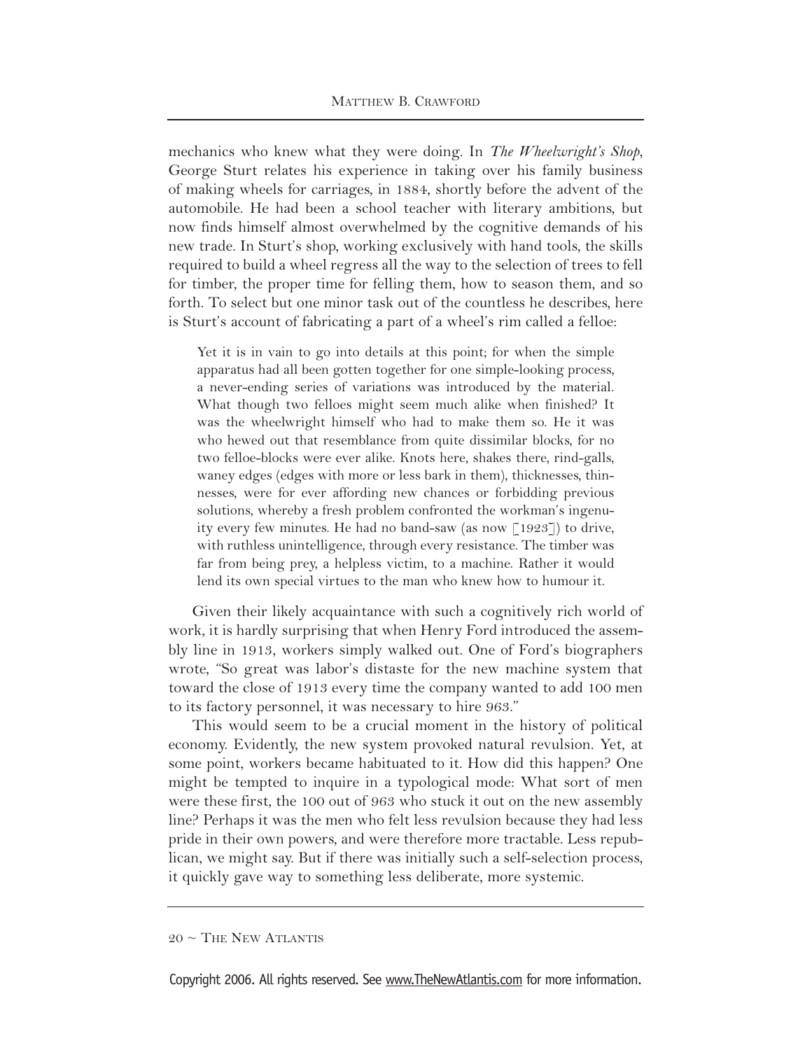mechanics who knew what they were doing. In *The Wheelwright's Shop*, George Sturt relates his experience in taking over his family business of making wheels for carriages, in 1884, shortly before the advent of the automobile. He had been a school teacher with literary ambitions, but now finds himself almost overwhelmed by the cognitive demands of his new trade. In Sturt's shop, working exclusively with hand tools, the skills required to build a wheel regress all the way to the selection of trees to fell for timber, the proper time for felling them, how to season them, and so forth. To select but one minor task out of the countless he describes, here is Sturt's account of fabricating a part of a wheel's rim called a felloe:

> Yet it is in vain to go into details at this point; for when the simple apparatus had all been gotten together for one simple-looking process, a never-ending series of variations was introduced by the material. What though two felloes might seem much alike when finished? It was the wheelwright himself who had to make them so. He it was who hewed out that resemblance from quite dissimilar blocks, for no two felloe-blocks were ever alike. Knots here, shakes there, rind-galls, waney edges (edges with more or less bark in them), thicknesses, thinnesses, were for ever affording new chances or forbidding previous solutions, whereby a fresh problem confronted the workman's ingenuity every few minutes. He had no band-saw (as now [1923]) to drive, with ruthless unintelligence, through every resistance. The timber was far from being prey, a helpless victim, to a machine. Rather it would lend its own special virtues to the man who knew how to humour it.

Given their likely acquaintance with such a cognitively rich world of work, it is hardly surprising that when Henry Ford introduced the assembly line in 1913, workers simply walked out. One of Ford's biographers wrote, "So great was labor's distaste for the new machine system that toward the close of 1913 every time the company wanted to add 100 men to its factory personnel, it was necessary to hire 963."

This would seem to be a crucial moment in the history of political economy. Evidently, the new system provoked natural revulsion. Yet, at some point, workers became habituated to it. How did this happen? One might be tempted to inquire in a typological mode: What sort of men were these first, the 100 out of 963 who stuck it out on the new assembly line? Perhaps it was the men who felt less revulsion because they had less pride in their own powers, and were therefore more tractable. Less republican, we might say. But if there was initially such a self-selection process, it quickly gave way to something less deliberate, more systemic.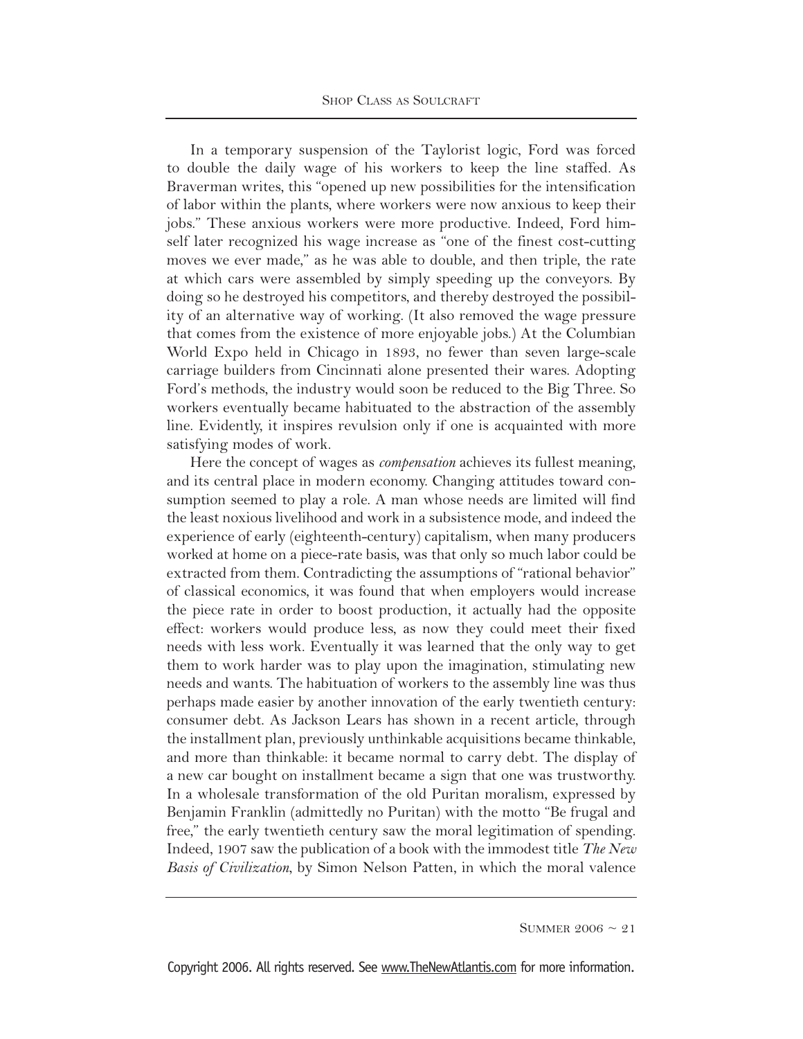In a temporary suspension of the Taylorist logic, Ford was forced to double the daily wage of his workers to keep the line staffed. As Braverman writes, this "opened up new possibilities for the intensification of labor within the plants, where workers were now anxious to keep their jobs." These anxious workers were more productive. Indeed, Ford himself later recognized his wage increase as "one of the finest cost-cutting moves we ever made," as he was able to double, and then triple, the rate at which cars were assembled by simply speeding up the conveyors. By doing so he destroyed his competitors, and thereby destroyed the possibility of an alternative way of working. (It also removed the wage pressure that comes from the existence of more enjoyable jobs.) At the Columbian World Expo held in Chicago in 1893, no fewer than seven large-scale carriage builders from Cincinnati alone presented their wares. Adopting Ford's methods, the industry would soon be reduced to the Big Three. So workers eventually became habituated to the abstraction of the assembly line. Evidently, it inspires revulsion only if one is acquainted with more satisfying modes of work.

Here the concept of wages as *compensation* achieves its fullest meaning, and its central place in modern economy. Changing attitudes toward consumption seemed to play a role. A man whose needs are limited will find the least noxious livelihood and work in a subsistence mode, and indeed the experience of early (eighteenth-century) capitalism, when many producers worked at home on a piece-rate basis, was that only so much labor could be extracted from them. Contradicting the assumptions of "rational behavior" of classical economics, it was found that when employers would increase the piece rate in order to boost production, it actually had the opposite effect: workers would produce less, as now they could meet their fixed needs with less work. Eventually it was learned that the only way to get them to work harder was to play upon the imagination, stimulating new needs and wants. The habituation of workers to the assembly line was thus perhaps made easier by another innovation of the early twentieth century: consumer debt. As Jackson Lears has shown in a recent article, through the installment plan, previously unthinkable acquisitions became thinkable, and more than thinkable: it became normal to carry debt. The display of a new car bought on installment became a sign that one was trustworthy. In a wholesale transformation of the old Puritan moralism, expressed by Benjamin Franklin (admittedly no Puritan) with the motto "Be frugal and free," the early twentieth century saw the moral legitimation of spending. Indeed, 1907 saw the publication of a book with the immodest title *The New Basis of Civilization*, by Simon Nelson Patten, in which the moral valence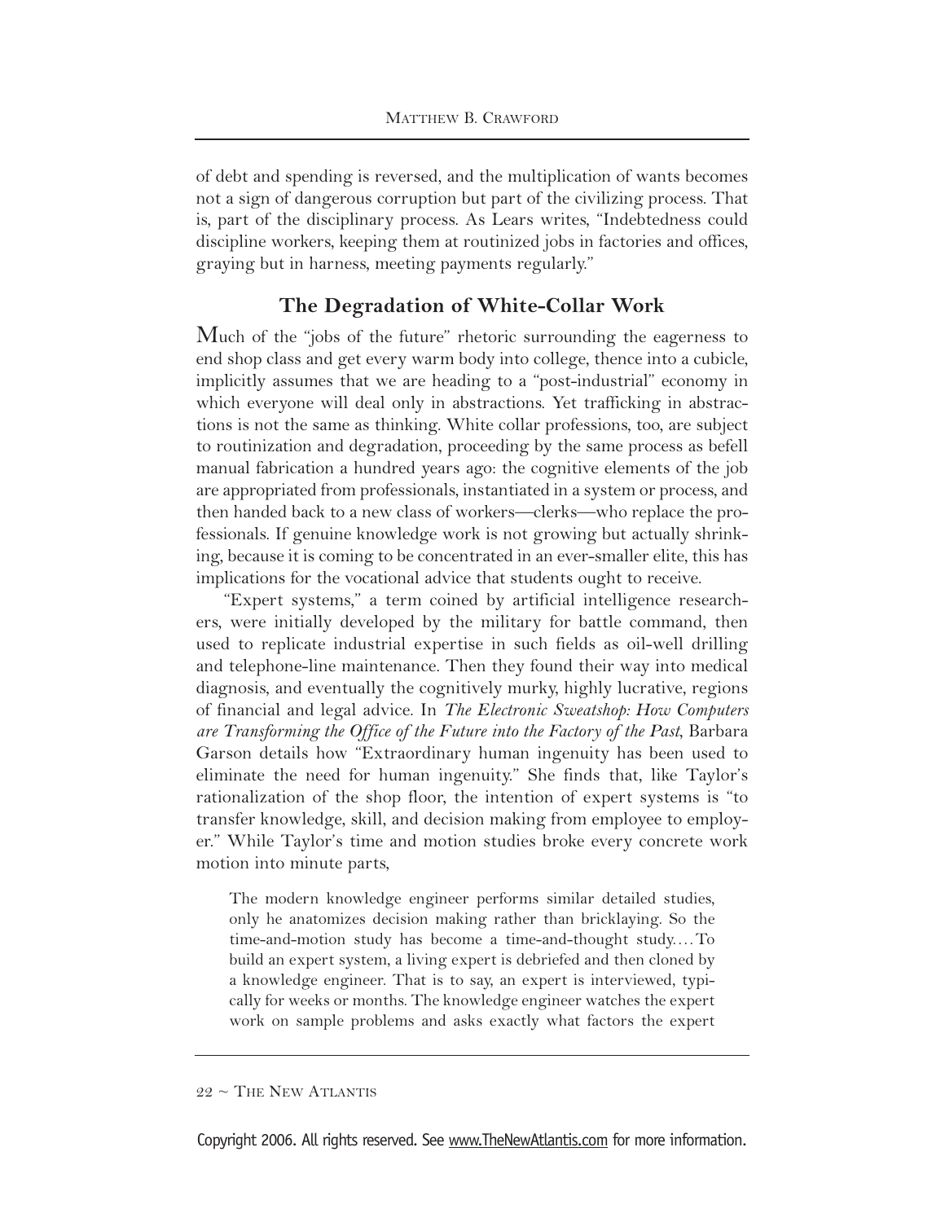of debt and spending is reversed, and the multiplication of wants becomes not a sign of dangerous corruption but part of the civilizing process. That is, part of the disciplinary process. As Lears writes, "Indebtedness could discipline workers, keeping them at routinized jobs in factories and offices, graying but in harness, meeting payments regularly."

## The Degradation of White-Collar Work

Much of the "jobs of the future" rhetoric surrounding the eagerness to end shop class and get every warm body into college, thence into a cubicle, implicitly assumes that we are heading to a "post-industrial" economy in which everyone will deal only in abstractions. Yet trafficking in abstractions is not the same as thinking. White collar professions, too, are subject to routinization and degradation, proceeding by the same process as befell manual fabrication a hundred years ago: the cognitive elements of the job are appropriated from professionals, instantiated in a system or process, and then handed back to a new class of workers—clerks—who replace the professionals. If genuine knowledge work is not growing but actually shrinking, because it is coming to be concentrated in an ever-smaller elite, this has implications for the vocational advice that students ought to receive.

"Expert systems," a term coined by artificial intelligence researchers, were initially developed by the military for battle command, then used to replicate industrial expertise in such fields as oil-well drilling and telephone-line maintenance. Then they found their way into medical diagnosis, and eventually the cognitively murky, highly lucrative, regions of financial and legal advice. In *The Electronic Sweatshop: How Computers are Transforming the Office of the Future into the Factory of the Past*, Barbara Garson details how "Extraordinary human ingenuity has been used to eliminate the need for human ingenuity." She finds that, like Taylor's rationalization of the shop floor, the intention of expert systems is "to transfer knowledge, skill, and decision making from employee to employer." While Taylor's time and motion studies broke every concrete work motion into minute parts,

> The modern knowledge engineer performs similar detailed studies, only he anatomizes decision making rather than bricklaying. So the time-and-motion study has become a time-and-thought study.... To build an expert system, a living expert is debriefed and then cloned by a knowledge engineer. That is to say, an expert is interviewed, typically for weeks or months. The knowledge engineer watches the expert work on sample problems and asks exactly what factors the expert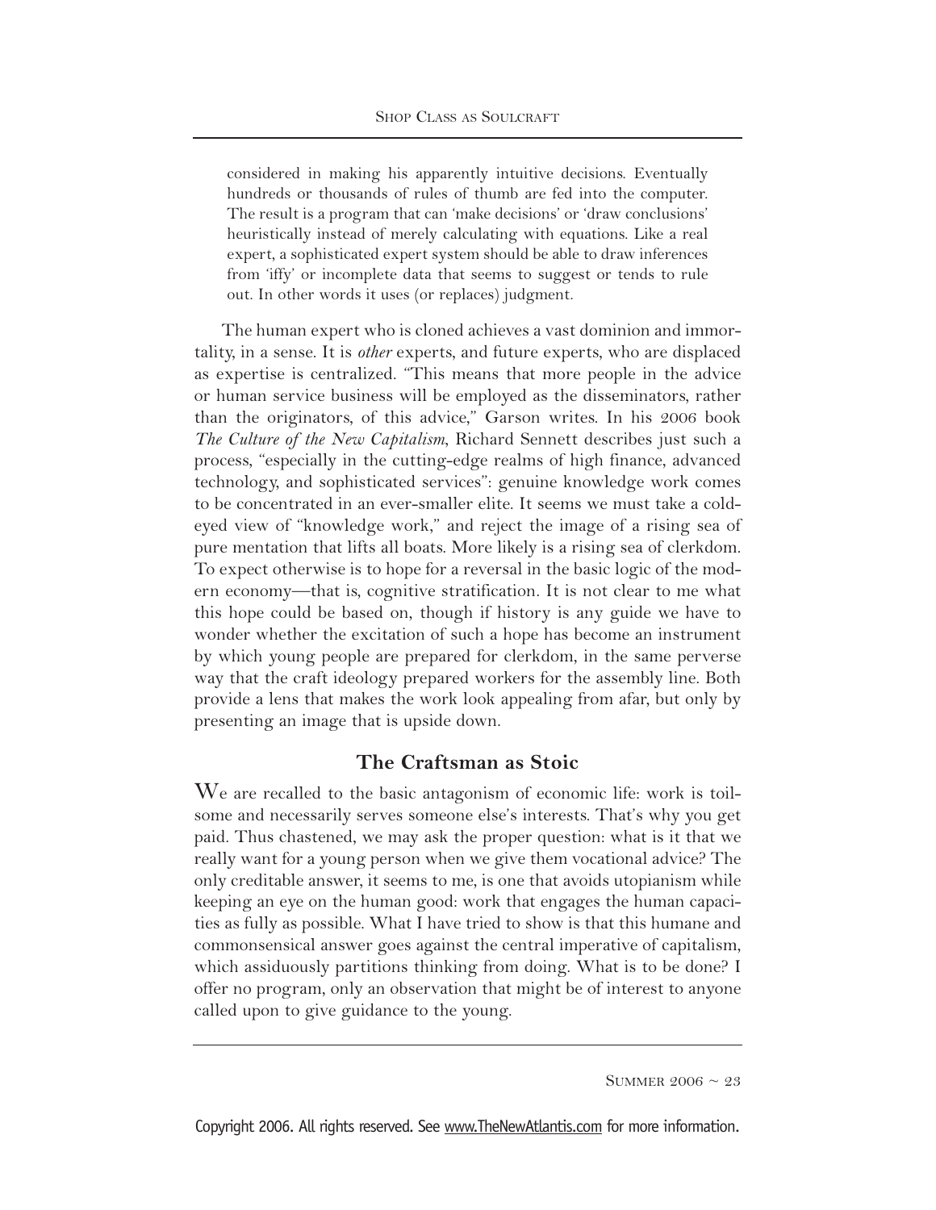> considered in making his apparently intuitive decisions. Eventually hundreds or thousands of rules of thumb are fed into the computer. The result is a program that can 'make decisions' or 'draw conclusions' heuristically instead of merely calculating with equations. Like a real expert, a sophisticated expert system should be able to draw inferences from 'iffy' or incomplete data that seems to suggest or tends to rule out. In other words it uses (or replaces) judgment.

The human expert who is cloned achieves a vast dominion and immortality, in a sense. It is *other* experts, and future experts, who are displaced as expertise is centralized. "This means that more people in the advice or human service business will be employed as the disseminators, rather than the originators, of this advice," Garson writes. In his 2006 book *The Culture of the New Capitalism*, Richard Sennett describes just such a process, "especially in the cutting-edge realms of high finance, advanced technology, and sophisticated services": genuine knowledge work comes to be concentrated in an ever-smaller elite. It seems we must take a cold-eyed view of "knowledge work," and reject the image of a rising sea of pure mentation that lifts all boats. More likely is a rising sea of clerkdom. To expect otherwise is to hope for a reversal in the basic logic of the modern economy—that is, cognitive stratification. It is not clear to me what this hope could be based on, though if history is any guide we have to wonder whether the excitation of such a hope has become an instrument by which young people are prepared for clerkdom, in the same perverse way that the craft ideology prepared workers for the assembly line. Both provide a lens that makes the work look appealing from afar, but only by presenting an image that is upside down.

## The Craftsman as Stoic

We are recalled to the basic antagonism of economic life: work is toilsome and necessarily serves someone else's interests. That's why you get paid. Thus chastened, we may ask the proper question: what is it that we really want for a young person when we give them vocational advice? The only creditable answer, it seems to me, is one that avoids utopianism while keeping an eye on the human good: work that engages the human capacities as fully as possible. What I have tried to show is that this humane and commonsensical answer goes against the central imperative of capitalism, which assiduously partitions thinking from doing. What is to be done? I offer no program, only an observation that might be of interest to anyone called upon to give guidance to the young.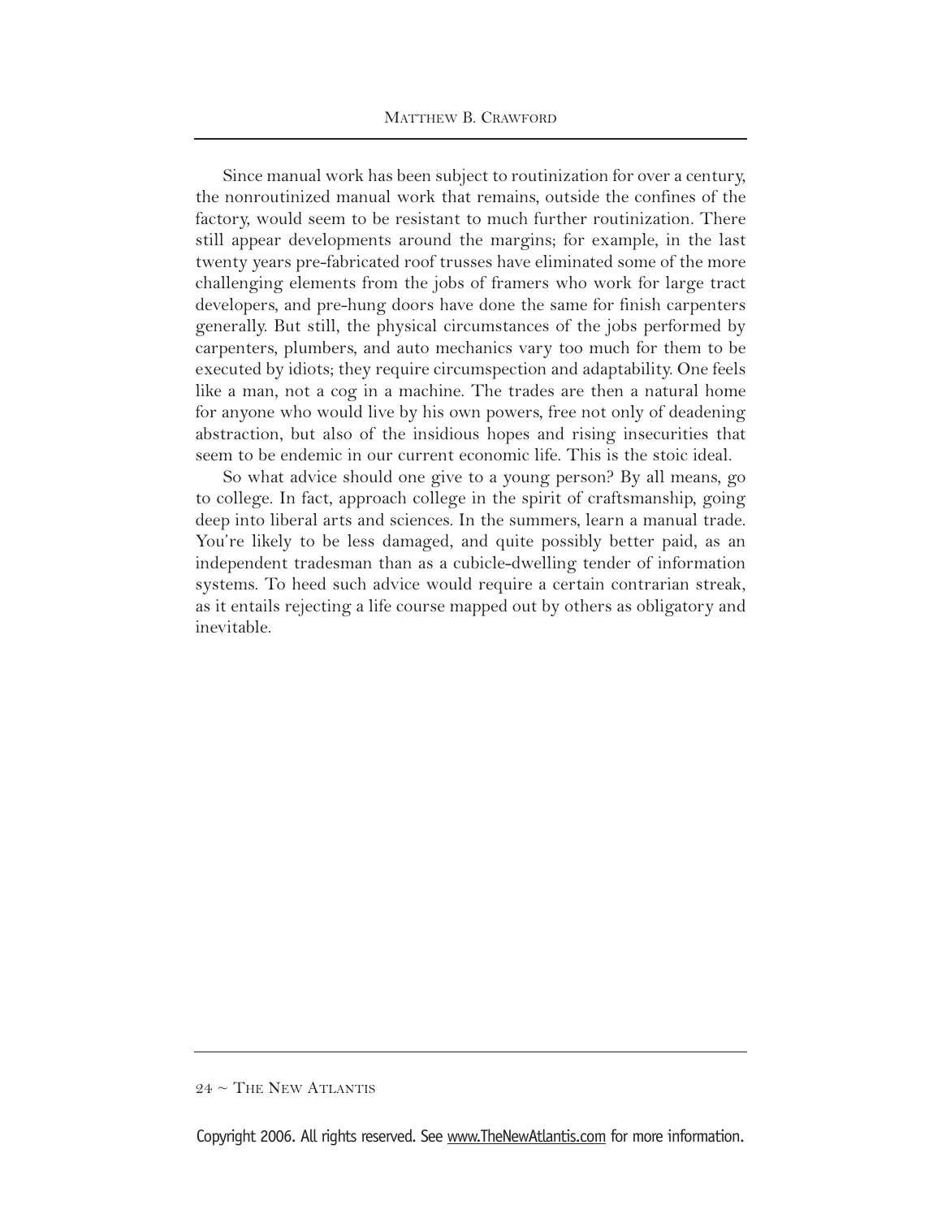Since manual work has been subject to routinization for over a century, the nonroutinized manual work that remains, outside the confines of the factory, would seem to be resistant to much further routinization. There still appear developments around the margins; for example, in the last twenty years pre-fabricated roof trusses have eliminated some of the more challenging elements from the jobs of framers who work for large tract developers, and pre-hung doors have done the same for finish carpenters generally. But still, the physical circumstances of the jobs performed by carpenters, plumbers, and auto mechanics vary too much for them to be executed by idiots; they require circumspection and adaptability. One feels like a man, not a cog in a machine. The trades are then a natural home for anyone who would live by his own powers, free not only of deadening abstraction, but also of the insidious hopes and rising insecurities that seem to be endemic in our current economic life. This is the stoic ideal.

So what advice should one give to a young person? By all means, go to college. In fact, approach college in the spirit of craftsmanship, going deep into liberal arts and sciences. In the summers, learn a manual trade. You're likely to be less damaged, and quite possibly better paid, as an independent tradesman than as a cubicle-dwelling tender of information systems. To heed such advice would require a certain contrarian streak, as it entails rejecting a life course mapped out by others as obligatory and inevitable.

Copyright 2006. All rights reserved. See www.TheNewAtlantis.com for more information.